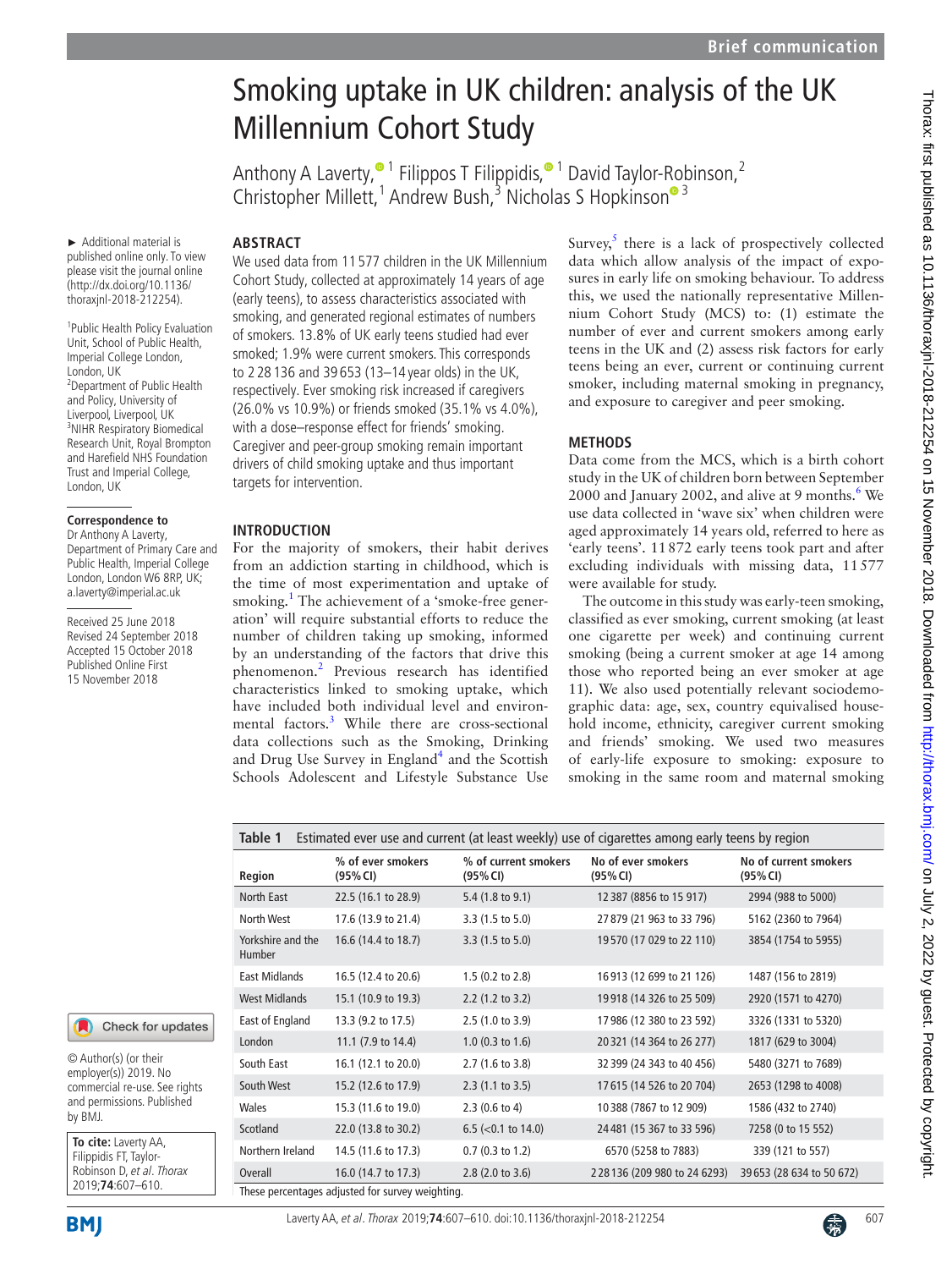# Smoking uptake in UK children: analysis of the UK Millennium Cohort Study

Anthony A Laverty,[1] Filippos T Filippidis,[1] David Taylor-Robinson,[2] Christopher Millett,[1] Andrew Bush,[3] Nicholas S Hopkinson[3]

► Additional material is published online only. To view please visit the journal online (http://dx.doi.org/10.1136/thoraxjnl-2018-212254).

[1]Public Health Policy Evaluation Unit, School of Public Health, Imperial College London, London, UK
[2]Department of Public Health and Policy, University of Liverpool, Liverpool, UK
[3]NIHR Respiratory Biomedical Research Unit, Royal Brompton and Harefield NHS Foundation Trust and Imperial College, London, UK

**Correspondence to**
Dr Anthony A Laverty, Department of Primary Care and Public Health, Imperial College London, London W6 8RP, UK; a.laverty@imperial.ac.uk

Received 25 June 2018
Revised 24 September 2018
Accepted 15 October 2018
Published Online First 15 November 2018

© Author(s) (or their employer(s)) 2019. No commercial re-use. See rights and permissions. Published by BMJ.

**To cite:** Laverty AA, Filippidis FT, Taylor-Robinson D, *et al*. *Thorax* 2019;**74**:607–610.

## ABSTRACT

We used data from 11 577 children in the UK Millennium Cohort Study, collected at approximately 14 years of age (early teens), to assess characteristics associated with smoking, and generated regional estimates of numbers of smokers. 13.8% of UK early teens studied had ever smoked; 1.9% were current smokers. This corresponds to 2 28 136 and 39 653 (13–14 year olds) in the UK, respectively. Ever smoking risk increased if caregivers (26.0% vs 10.9%) or friends smoked (35.1% vs 4.0%), with a dose–response effect for friends' smoking. Caregiver and peer-group smoking remain important drivers of child smoking uptake and thus important targets for intervention.

## INTRODUCTION

For the majority of smokers, their habit derives from an addiction starting in childhood, which is the time of most experimentation and uptake of smoking.[1] The achievement of a 'smoke-free generation' will require substantial efforts to reduce the number of children taking up smoking, informed by an understanding of the factors that drive this phenomenon.[2] Previous research has identified characteristics linked to smoking uptake, which have included both individual level and environmental factors.[3] While there are cross-sectional data collections such as the Smoking, Drinking and Drug Use Survey in England[4] and the Scottish Schools Adolescent and Lifestyle Substance Use Survey,[5] there is a lack of prospectively collected data which allow analysis of the impact of exposures in early life on smoking behaviour. To address this, we used the nationally representative Millennium Cohort Study (MCS) to: (1) estimate the number of ever and current smokers among early teens in the UK and (2) assess risk factors for early teens being an ever, current or continuing current smoker, including maternal smoking in pregnancy, and exposure to caregiver and peer smoking.

## METHODS

Data come from the MCS, which is a birth cohort study in the UK of children born between September 2000 and January 2002, and alive at 9 months.[6] We use data collected in 'wave six' when children were aged approximately 14 years old, referred to here as 'early teens'. 11 872 early teens took part and after excluding individuals with missing data, 11 577 were available for study.

The outcome in this study was early-teen smoking, classified as ever smoking, current smoking (at least one cigarette per week) and continuing current smoking (being a current smoker at age 14 among those who reported being an ever smoker at age 11). We also used potentially relevant sociodemographic data: age, sex, country equivalised household income, ethnicity, caregiver current smoking and friends' smoking. We used two measures of early-life exposure to smoking: exposure to smoking in the same room and maternal smoking

**Table 1** Estimated ever use and current (at least weekly) use of cigarettes among early teens by region

| Region | % of ever smokers (95% CI) | % of current smokers (95% CI) | No of ever smokers (95% CI) | No of current smokers (95% CI) |
|---|---|---|---|---|
| North East | 22.5 (16.1 to 28.9) | 5.4 (1.8 to 9.1) | 12 387 (8856 to 15 917) | 2994 (988 to 5000) |
| North West | 17.6 (13.9 to 21.4) | 3.3 (1.5 to 5.0) | 27 879 (21 963 to 33 796) | 5162 (2360 to 7964) |
| Yorkshire and the Humber | 16.6 (14.4 to 18.7) | 3.3 (1.5 to 5.0) | 19 570 (17 029 to 22 110) | 3854 (1754 to 5955) |
| East Midlands | 16.5 (12.4 to 20.6) | 1.5 (0.2 to 2.8) | 16 913 (12 699 to 21 126) | 1487 (156 to 2819) |
| West Midlands | 15.1 (10.9 to 19.3) | 2.2 (1.2 to 3.2) | 19 918 (14 326 to 25 509) | 2920 (1571 to 4270) |
| East of England | 13.3 (9.2 to 17.5) | 2.5 (1.0 to 3.9) | 17 986 (12 380 to 23 592) | 3326 (1331 to 5320) |
| London | 11.1 (7.9 to 14.4) | 1.0 (0.3 to 1.6) | 20 321 (14 364 to 26 277) | 1817 (629 to 3004) |
| South East | 16.1 (12.1 to 20.0) | 2.7 (1.6 to 3.8) | 32 399 (24 343 to 40 456) | 5480 (3271 to 7689) |
| South West | 15.2 (12.6 to 17.9) | 2.3 (1.1 to 3.5) | 17 615 (14 526 to 20 704) | 2653 (1298 to 4008) |
| Wales | 15.3 (11.6 to 19.0) | 2.3 (0.6 to 4) | 10 388 (7867 to 12 909) | 1586 (432 to 2740) |
| Scotland | 22.0 (13.8 to 30.2) | 6.5 (<0.1 to 14.0) | 24 481 (15 367 to 33 596) | 7258 (0 to 15 552) |
| Northern Ireland | 14.5 (11.6 to 17.3) | 0.7 (0.3 to 1.2) | 6570 (5258 to 7883) | 339 (121 to 557) |
| Overall | 16.0 (14.7 to 17.3) | 2.8 (2.0 to 3.6) | 2 28 136 (209 980 to 24 6293) | 39 653 (28 634 to 50 672) |

These percentages adjusted for survey weighting.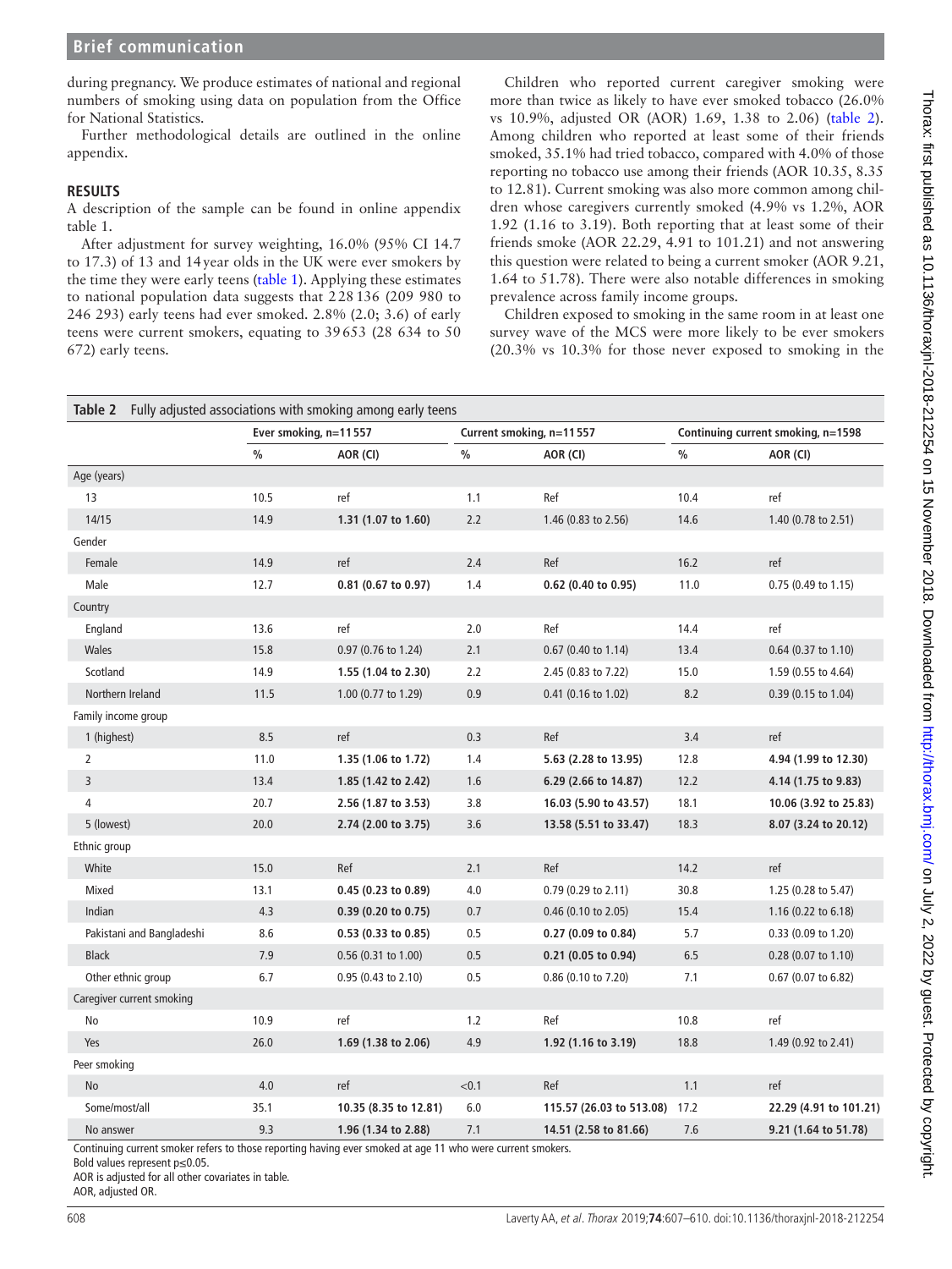during pregnancy. We produce estimates of national and regional numbers of smoking using data on population from the Office for National Statistics.

Further methodological details are outlined in the online appendix.

## RESULTS

A description of the sample can be found in online appendix table 1.

After adjustment for survey weighting, 16.0% (95% CI 14.7 to 17.3) of 13 and 14 year olds in the UK were ever smokers by the time they were early teens (table 1). Applying these estimates to national population data suggests that 228 136 (209 980 to 246 293) early teens had ever smoked. 2.8% (2.0; 3.6) of early teens were current smokers, equating to 39 653 (28 634 to 50 672) early teens.

Children who reported current caregiver smoking were more than twice as likely to have ever smoked tobacco (26.0% vs 10.9%, adjusted OR (AOR) 1.69, 1.38 to 2.06) (table 2). Among children who reported at least some of their friends smoked, 35.1% had tried tobacco, compared with 4.0% of those reporting no tobacco use among their friends (AOR 10.35, 8.35 to 12.81). Current smoking was also more common among children whose caregivers currently smoked (4.9% vs 1.2%, AOR 1.92 (1.16 to 3.19). Both reporting that at least some of their friends smoke (AOR 22.29, 4.91 to 101.21) and not answering this question were related to being a current smoker (AOR 9.21, 1.64 to 51.78). There were also notable differences in smoking prevalence across family income groups.

Children exposed to smoking in the same room in at least one survey wave of the MCS were more likely to be ever smokers (20.3% vs 10.3% for those never exposed to smoking in the

**Table 2** Fully adjusted associations with smoking among early teens

| | Ever smoking, n=11 557 | | Current smoking, n=11 557 | | Continuing current smoking, n=1598 | |
|---|---|---|---|---|---|---|
| | % | AOR (CI) | % | AOR (CI) | % | AOR (CI) |
| Age (years) | | | | | | |
| 13 | 10.5 | ref | 1.1 | Ref | 10.4 | ref |
| 14/15 | 14.9 | **1.31 (1.07 to 1.60)** | 2.2 | 1.46 (0.83 to 2.56) | 14.6 | 1.40 (0.78 to 2.51) |
| Gender | | | | | | |
| Female | 14.9 | ref | 2.4 | Ref | 16.2 | ref |
| Male | 12.7 | **0.81 (0.67 to 0.97)** | 1.4 | **0.62 (0.40 to 0.95)** | 11.0 | 0.75 (0.49 to 1.15) |
| Country | | | | | | |
| England | 13.6 | ref | 2.0 | Ref | 14.4 | ref |
| Wales | 15.8 | 0.97 (0.76 to 1.24) | 2.1 | 0.67 (0.40 to 1.14) | 13.4 | 0.64 (0.37 to 1.10) |
| Scotland | 14.9 | **1.55 (1.04 to 2.30)** | 2.2 | 2.45 (0.83 to 7.22) | 15.0 | 1.59 (0.55 to 4.64) |
| Northern Ireland | 11.5 | 1.00 (0.77 to 1.29) | 0.9 | 0.41 (0.16 to 1.02) | 8.2 | 0.39 (0.15 to 1.04) |
| Family income group | | | | | | |
| 1 (highest) | 8.5 | ref | 0.3 | Ref | 3.4 | ref |
| 2 | 11.0 | **1.35 (1.06 to 1.72)** | 1.4 | **5.63 (2.28 to 13.95)** | 12.8 | **4.94 (1.99 to 12.30)** |
| 3 | 13.4 | **1.85 (1.42 to 2.42)** | 1.6 | **6.29 (2.66 to 14.87)** | 12.2 | **4.14 (1.75 to 9.83)** |
| 4 | 20.7 | **2.56 (1.87 to 3.53)** | 3.8 | **16.03 (5.90 to 43.57)** | 18.1 | **10.06 (3.92 to 25.83)** |
| 5 (lowest) | 20.0 | **2.74 (2.00 to 3.75)** | 3.6 | **13.58 (5.51 to 33.47)** | 18.3 | **8.07 (3.24 to 20.12)** |
| Ethnic group | | | | | | |
| White | 15.0 | Ref | 2.1 | Ref | 14.2 | ref |
| Mixed | 13.1 | **0.45 (0.23 to 0.89)** | 4.0 | 0.79 (0.29 to 2.11) | 30.8 | 1.25 (0.28 to 5.47) |
| Indian | 4.3 | **0.39 (0.20 to 0.75)** | 0.7 | 0.46 (0.10 to 2.05) | 15.4 | 1.16 (0.22 to 6.18) |
| Pakistani and Bangladeshi | 8.6 | **0.53 (0.33 to 0.85)** | 0.5 | **0.27 (0.09 to 0.84)** | 5.7 | 0.33 (0.09 to 1.20) |
| Black | 7.9 | 0.56 (0.31 to 1.00) | 0.5 | **0.21 (0.05 to 0.94)** | 6.5 | 0.28 (0.07 to 1.10) |
| Other ethnic group | 6.7 | 0.95 (0.43 to 2.10) | 0.5 | 0.86 (0.10 to 7.20) | 7.1 | 0.67 (0.07 to 6.82) |
| Caregiver current smoking | | | | | | |
| No | 10.9 | ref | 1.2 | Ref | 10.8 | ref |
| Yes | 26.0 | **1.69 (1.38 to 2.06)** | 4.9 | **1.92 (1.16 to 3.19)** | 18.8 | 1.49 (0.92 to 2.41) |
| Peer smoking | | | | | | |
| No | 4.0 | ref | <0.1 | Ref | 1.1 | ref |
| Some/most/all | 35.1 | **10.35 (8.35 to 12.81)** | 6.0 | **115.57 (26.03 to 513.08)** | 17.2 | **22.29 (4.91 to 101.21)** |
| No answer | 9.3 | **1.96 (1.34 to 2.88)** | 7.1 | **14.51 (2.58 to 81.66)** | 7.6 | **9.21 (1.64 to 51.78)** |

Continuing current smoker refers to those reporting having ever smoked at age 11 who were current smokers.
Bold values represent p≤0.05.
AOR is adjusted for all other covariates in table.
AOR, adjusted OR.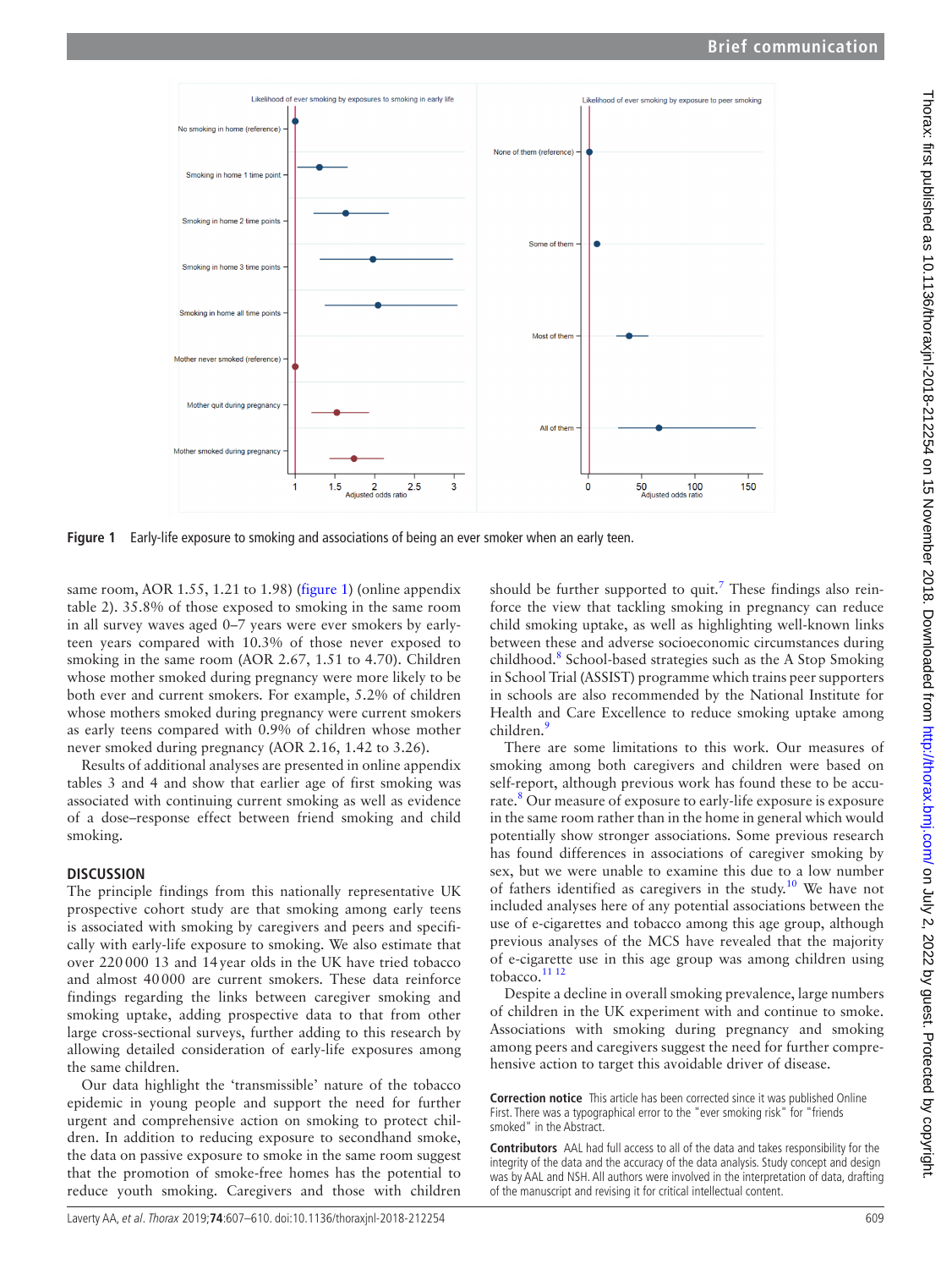Figure 1 Early-life exposure to smoking and associations of being an ever smoker when an early teen.

same room, AOR 1.55, 1.21 to 1.98) (figure 1) (online appendix table 2). 35.8% of those exposed to smoking in the same room in all survey waves aged 0–7 years were ever smokers by early-teen years compared with 10.3% of those never exposed to smoking in the same room (AOR 2.67, 1.51 to 4.70). Children whose mother smoked during pregnancy were more likely to be both ever and current smokers. For example, 5.2% of children whose mothers smoked during pregnancy were current smokers as early teens compared with 0.9% of children whose mother never smoked during pregnancy (AOR 2.16, 1.42 to 3.26).

Results of additional analyses are presented in online appendix tables 3 and 4 and show that earlier age of first smoking was associated with continuing current smoking as well as evidence of a dose–response effect between friend smoking and child smoking.

## DISCUSSION

The principle findings from this nationally representative UK prospective cohort study are that smoking among early teens is associated with smoking by caregivers and peers and specifically with early-life exposure to smoking. We also estimate that over 220 000 13 and 14 year olds in the UK have tried tobacco and almost 40 000 are current smokers. These data reinforce findings regarding the links between caregiver smoking and smoking uptake, adding prospective data to that from other large cross-sectional surveys, further adding to this research by allowing detailed consideration of early-life exposures among the same children.

Our data highlight the 'transmissible' nature of the tobacco epidemic in young people and support the need for further urgent and comprehensive action on smoking to protect children. In addition to reducing exposure to secondhand smoke, the data on passive exposure to smoke in the same room suggest that the promotion of smoke-free homes has the potential to reduce youth smoking. Caregivers and those with children should be further supported to quit.[7] These findings also reinforce the view that tackling smoking in pregnancy can reduce child smoking uptake, as well as highlighting well-known links between these and adverse socioeconomic circumstances during childhood.[8] School-based strategies such as the A Stop Smoking in School Trial (ASSIST) programme which trains peer supporters in schools are also recommended by the National Institute for Health and Care Excellence to reduce smoking uptake among children.[9]

There are some limitations to this work. Our measures of smoking among both caregivers and children were based on self-report, although previous work has found these to be accurate.[8] Our measure of exposure to early-life exposure is exposure in the same room rather than in the home in general which would potentially show stronger associations. Some previous research has found differences in associations of caregiver smoking by sex, but we were unable to examine this due to a low number of fathers identified as caregivers in the study.[10] We have not included analyses here of any potential associations between the use of e-cigarettes and tobacco among this age group, although previous analyses of the MCS have revealed that the majority of e-cigarette use in this age group was among children using tobacco.[11 12]

Despite a decline in overall smoking prevalence, large numbers of children in the UK experiment with and continue to smoke. Associations with smoking during pregnancy and smoking among peers and caregivers suggest the need for further comprehensive action to target this avoidable driver of disease.

**Correction notice** This article has been corrected since it was published Online First. There was a typographical error to the "ever smoking risk" for "friends smoked" in the Abstract.

**Contributors** AAL had full access to all of the data and takes responsibility for the integrity of the data and the accuracy of the data analysis. Study concept and design was by AAL and NSH. All authors were involved in the interpretation of data, drafting of the manuscript and revising it for critical intellectual content.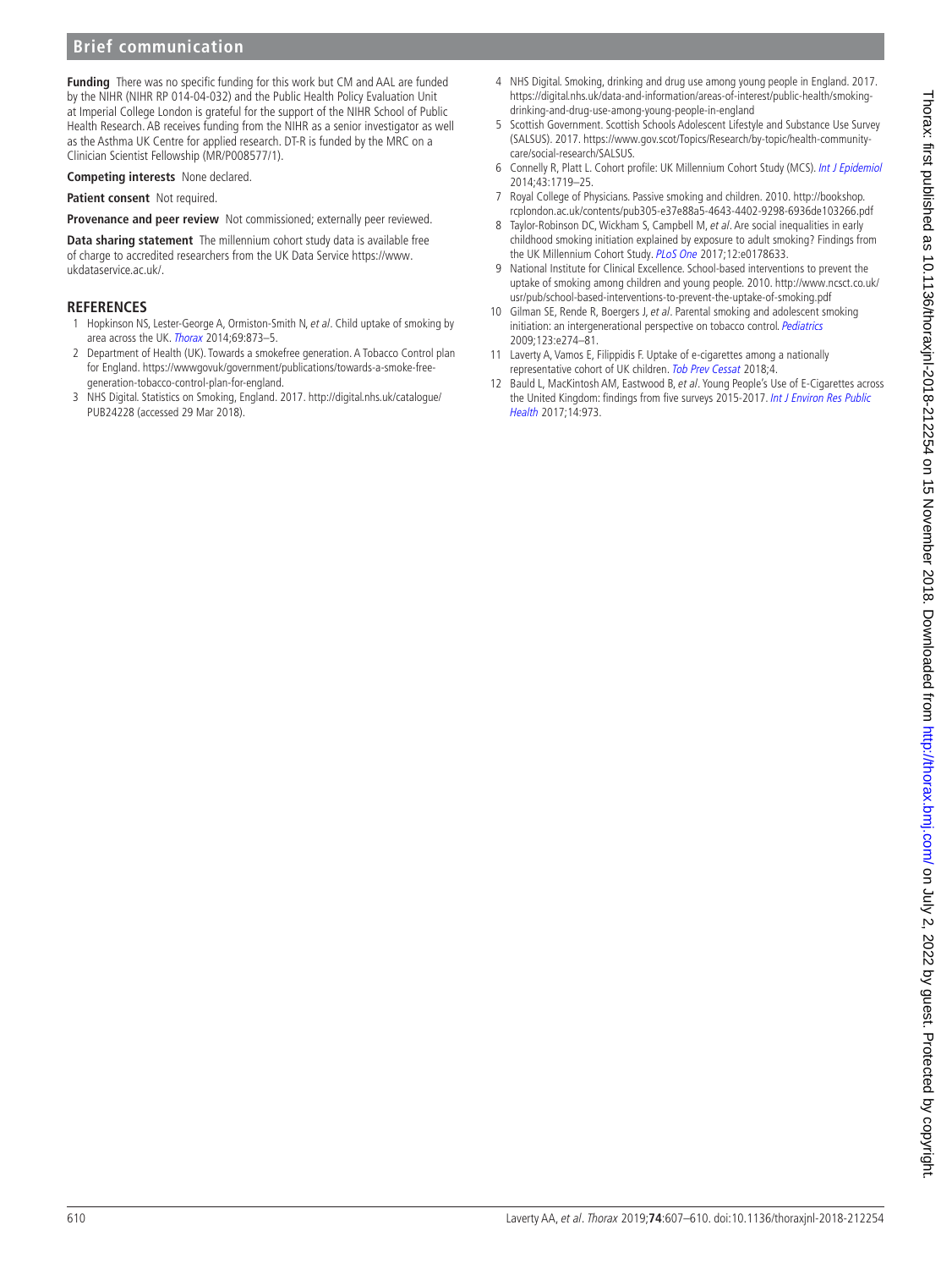**Funding** There was no specific funding for this work but CM and AAL are funded by the NIHR (NIHR RP 014-04-032) and the Public Health Policy Evaluation Unit at Imperial College London is grateful for the support of the NIHR School of Public Health Research. AB receives funding from the NIHR as a senior investigator as well as the Asthma UK Centre for applied research. DT-R is funded by the MRC on a Clinician Scientist Fellowship (MR/P008577/1).

**Competing interests** None declared.

**Patient consent** Not required.

**Provenance and peer review** Not commissioned; externally peer reviewed.

**Data sharing statement** The millennium cohort study data is available free of charge to accredited researchers from the UK Data Service https://www.ukdataservice.ac.uk/.

## REFERENCES

1. Hopkinson NS, Lester-George A, Ormiston-Smith N, *et al*. Child uptake of smoking by area across the UK. *Thorax* 2014;69:873–5.
2. Department of Health (UK). Towards a smokefree generation. A Tobacco Control plan for England. https://wwwgovuk/government/publications/towards-a-smoke-free-generation-tobacco-control-plan-for-england.
3. NHS Digital. Statistics on Smoking, England. 2017. http://digital.nhs.uk/catalogue/PUB24228 (accessed 29 Mar 2018).
4. NHS Digital. Smoking, drinking and drug use among young people in England. 2017. https://digital.nhs.uk/data-and-information/areas-of-interest/public-health/smoking-drinking-and-drug-use-among-young-people-in-england
5. Scottish Government. Scottish Schools Adolescent Lifestyle and Substance Use Survey (SALSUS). 2017. https://www.gov.scot/Topics/Research/by-topic/health-community-care/social-research/SALSUS.
6. Connelly R, Platt L. Cohort profile: UK Millennium Cohort Study (MCS). *Int J Epidemiol* 2014;43:1719–25.
7. Royal College of Physicians. Passive smoking and children. 2010. http://bookshop.rcplondon.ac.uk/contents/pub305-e37e88a5-4643-4402-9298-6936de103266.pdf
8. Taylor-Robinson DC, Wickham S, Campbell M, *et al*. Are social inequalities in early childhood smoking initiation explained by exposure to adult smoking? Findings from the UK Millennium Cohort Study. *PLoS One* 2017;12:e0178633.
9. National Institute for Clinical Excellence. School-based interventions to prevent the uptake of smoking among children and young people. 2010. http://www.ncsct.co.uk/usr/pub/school-based-interventions-to-prevent-the-uptake-of-smoking.pdf
10. Gilman SE, Rende R, Boergers J, *et al*. Parental smoking and adolescent smoking initiation: an intergenerational perspective on tobacco control. *Pediatrics* 2009;123:e274–81.
11. Laverty A, Vamos E, Filippidis F. Uptake of e-cigarettes among a nationally representative cohort of UK children. *Tob Prev Cessat* 2018;4.
12. Bauld L, MacKintosh AM, Eastwood B, *et al*. Young People's Use of E-Cigarettes across the United Kingdom: findings from five surveys 2015-2017. *Int J Environ Res Public Health* 2017;14:973.